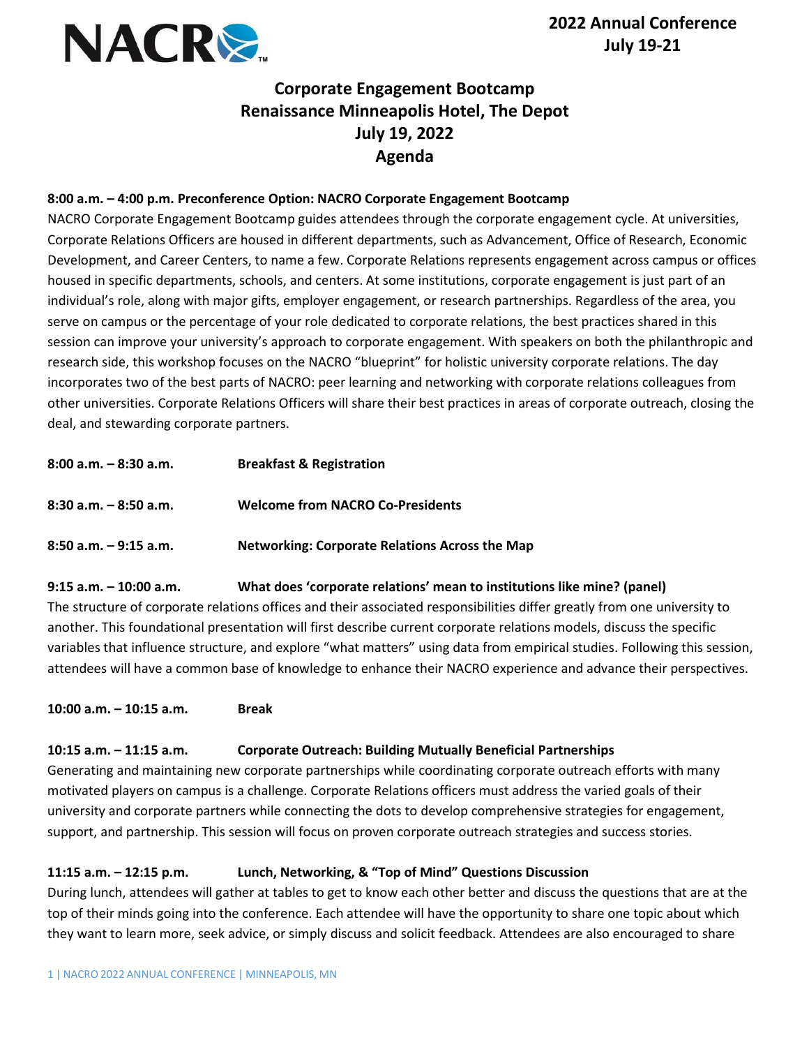**2022 Annual Conference**
**July 19-21**

# Corporate Engagement Bootcamp
## Renaissance Minneapolis Hotel, The Depot
## July 19, 2022
## Agenda

**8:00 a.m. – 4:00 p.m. Preconference Option: NACRO Corporate Engagement Bootcamp**

NACRO Corporate Engagement Bootcamp guides attendees through the corporate engagement cycle. At universities, Corporate Relations Officers are housed in different departments, such as Advancement, Office of Research, Economic Development, and Career Centers, to name a few. Corporate Relations represents engagement across campus or offices housed in specific departments, schools, and centers. At some institutions, corporate engagement is just part of an individual's role, along with major gifts, employer engagement, or research partnerships. Regardless of the area, you serve on campus or the percentage of your role dedicated to corporate relations, the best practices shared in this session can improve your university's approach to corporate engagement. With speakers on both the philanthropic and research side, this workshop focuses on the NACRO "blueprint" for holistic university corporate relations. The day incorporates two of the best parts of NACRO: peer learning and networking with corporate relations colleagues from other universities. Corporate Relations Officers will share their best practices in areas of corporate outreach, closing the deal, and stewarding corporate partners.

**8:00 a.m. – 8:30 a.m.** **Breakfast & Registration**

**8:30 a.m. – 8:50 a.m.** **Welcome from NACRO Co-Presidents**

**8:50 a.m. – 9:15 a.m.** **Networking: Corporate Relations Across the Map**

**9:15 a.m. – 10:00 a.m.** **What does 'corporate relations' mean to institutions like mine? (panel)**

The structure of corporate relations offices and their associated responsibilities differ greatly from one university to another. This foundational presentation will first describe current corporate relations models, discuss the specific variables that influence structure, and explore "what matters" using data from empirical studies. Following this session, attendees will have a common base of knowledge to enhance their NACRO experience and advance their perspectives.

**10:00 a.m. – 10:15 a.m.** **Break**

**10:15 a.m. – 11:15 a.m.** **Corporate Outreach: Building Mutually Beneficial Partnerships**

Generating and maintaining new corporate partnerships while coordinating corporate outreach efforts with many motivated players on campus is a challenge. Corporate Relations officers must address the varied goals of their university and corporate partners while connecting the dots to develop comprehensive strategies for engagement, support, and partnership. This session will focus on proven corporate outreach strategies and success stories.

**11:15 a.m. – 12:15 p.m.** **Lunch, Networking, & "Top of Mind" Questions Discussion**

During lunch, attendees will gather at tables to get to know each other better and discuss the questions that are at the top of their minds going into the conference. Each attendee will have the opportunity to share one topic about which they want to learn more, seek advice, or simply discuss and solicit feedback. Attendees are also encouraged to share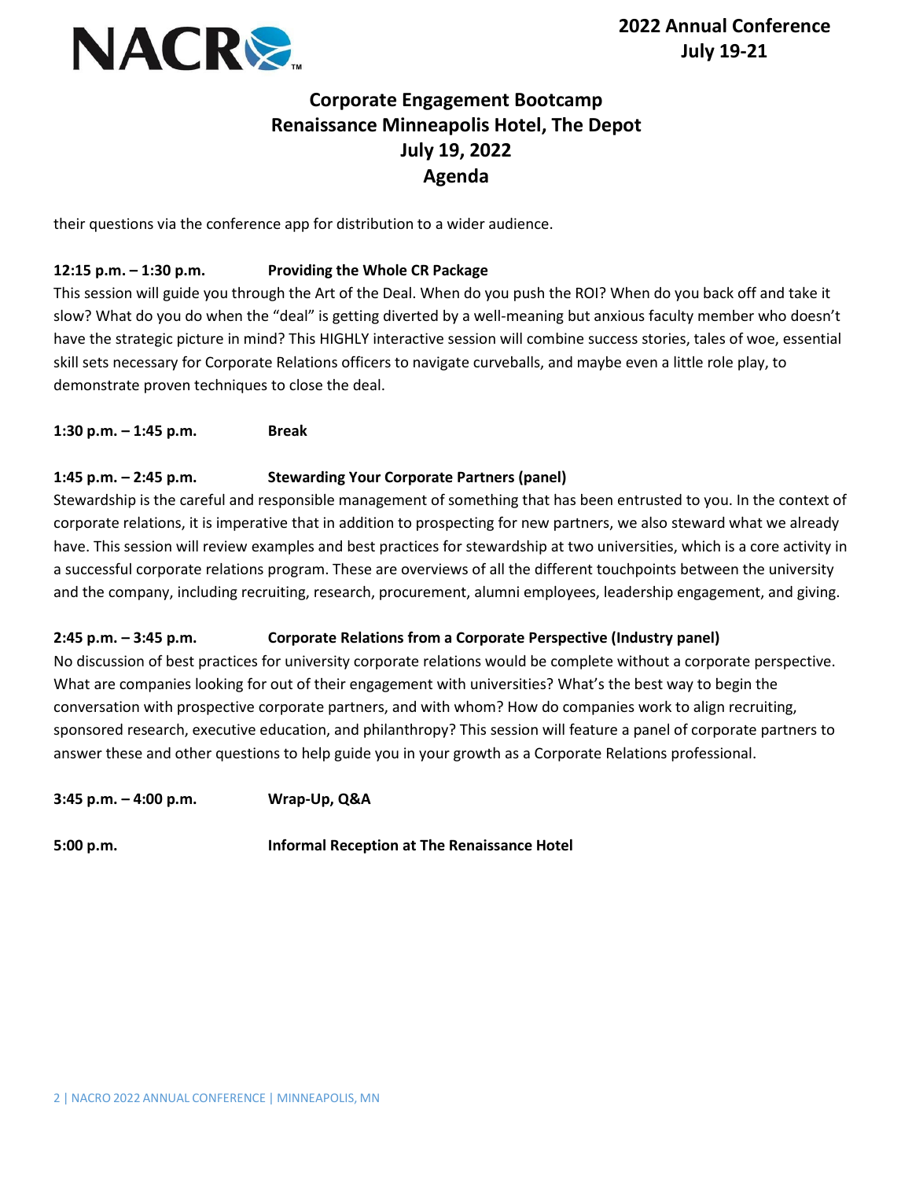# Corporate Engagement Bootcamp
## Renaissance Minneapolis Hotel, The Depot
## July 19, 2022
## Agenda

their questions via the conference app for distribution to a wider audience.

**12:15 p.m. – 1:30 p.m.** **Providing the Whole CR Package**

This session will guide you through the Art of the Deal. When do you push the ROI? When do you back off and take it slow? What do you do when the "deal" is getting diverted by a well-meaning but anxious faculty member who doesn't have the strategic picture in mind? This HIGHLY interactive session will combine success stories, tales of woe, essential skill sets necessary for Corporate Relations officers to navigate curveballs, and maybe even a little role play, to demonstrate proven techniques to close the deal.

**1:30 p.m. – 1:45 p.m.** **Break**

**1:45 p.m. – 2:45 p.m.** **Stewarding Your Corporate Partners (panel)**

Stewardship is the careful and responsible management of something that has been entrusted to you. In the context of corporate relations, it is imperative that in addition to prospecting for new partners, we also steward what we already have. This session will review examples and best practices for stewardship at two universities, which is a core activity in a successful corporate relations program. These are overviews of all the different touchpoints between the university and the company, including recruiting, research, procurement, alumni employees, leadership engagement, and giving.

**2:45 p.m. – 3:45 p.m.** **Corporate Relations from a Corporate Perspective (Industry panel)**

No discussion of best practices for university corporate relations would be complete without a corporate perspective. What are companies looking for out of their engagement with universities? What's the best way to begin the conversation with prospective corporate partners, and with whom? How do companies work to align recruiting, sponsored research, executive education, and philanthropy? This session will feature a panel of corporate partners to answer these and other questions to help guide you in your growth as a Corporate Relations professional.

**3:45 p.m. – 4:00 p.m.** **Wrap-Up, Q&A**

**5:00 p.m.** **Informal Reception at The Renaissance Hotel**